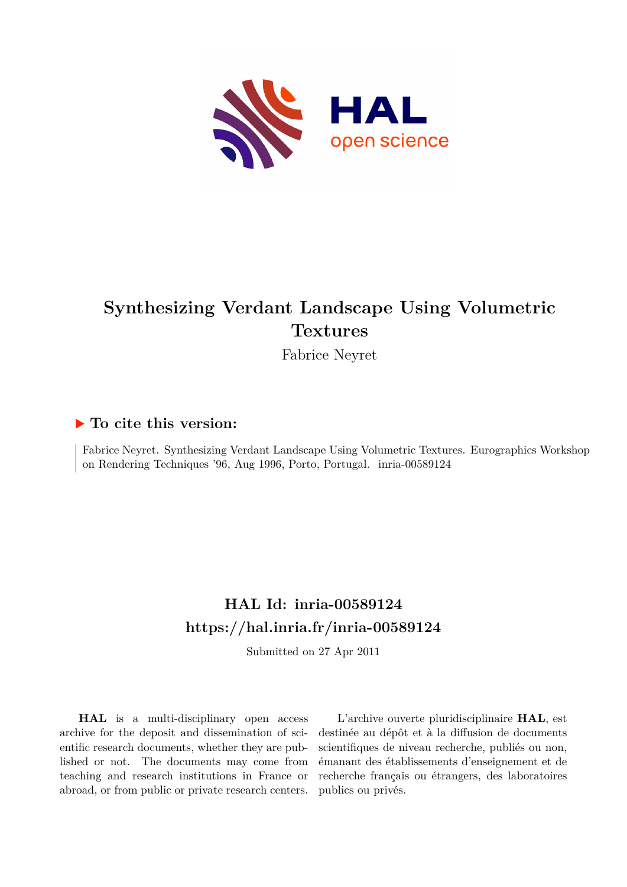# Synthesizing Verdant Landscape Using Volumetric Textures

Fabrice Neyret

## ▶ To cite this version:

Fabrice Neyret. Synthesizing Verdant Landscape Using Volumetric Textures. Eurographics Workshop on Rendering Techniques '96, Aug 1996, Porto, Portugal. inria-00589124

## HAL Id: inria-00589124
## https://hal.inria.fr/inria-00589124

Submitted on 27 Apr 2011

**HAL** is a multi-disciplinary open access archive for the deposit and dissemination of scientific research documents, whether they are published or not. The documents may come from teaching and research institutions in France or abroad, or from public or private research centers.

L'archive ouverte pluridisciplinaire **HAL**, est destinée au dépôt et à la diffusion de documents scientifiques de niveau recherche, publiés ou non, émanant des établissements d'enseignement et de recherche français ou étrangers, des laboratoires publics ou privés.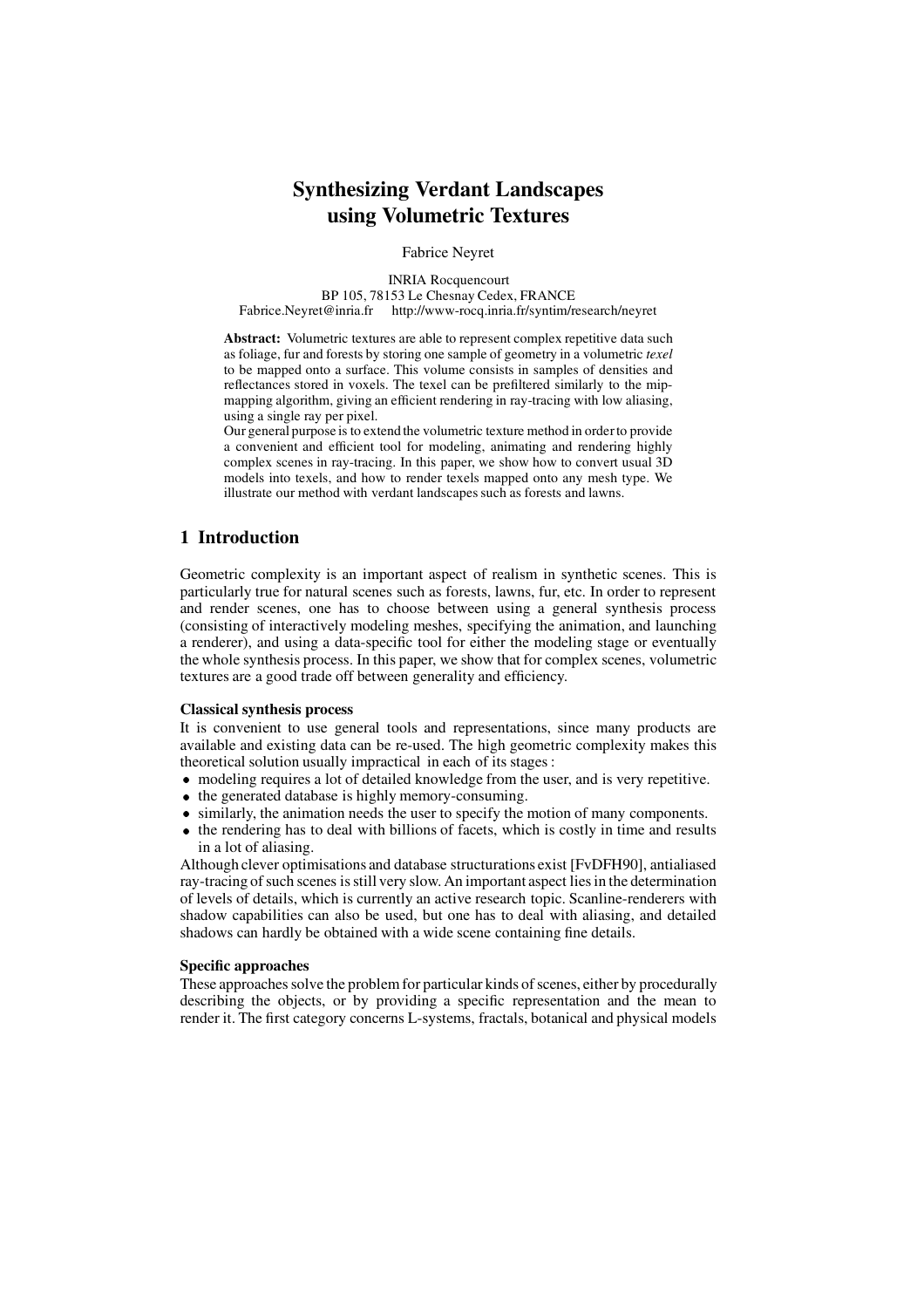# Synthesizing Verdant Landscapes using Volumetric Textures

Fabrice Neyret

INRIA Rocquencourt
BP 105, 78153 Le Chesnay Cedex, FRANCE
Fabrice.Neyret@inria.fr http://www-rocq.inria.fr/syntim/research/neyret

**Abstract:** Volumetric textures are able to represent complex repetitive data such as foliage, fur and forests by storing one sample of geometry in a volumetric *texel* to be mapped onto a surface. This volume consists in samples of densities and reflectances stored in voxels. The texel can be prefiltered similarly to the mip-mapping algorithm, giving an efficient rendering in ray-tracing with low aliasing, using a single ray per pixel.
Our general purpose is to extend the volumetric texture method in order to provide a convenient and efficient tool for modeling, animating and rendering highly complex scenes in ray-tracing. In this paper, we show how to convert usual 3D models into texels, and how to render texels mapped onto any mesh type. We illustrate our method with verdant landscapes such as forests and lawns.

## 1 Introduction

Geometric complexity is an important aspect of realism in synthetic scenes. This is particularly true for natural scenes such as forests, lawns, fur, etc. In order to represent and render scenes, one has to choose between using a general synthesis process (consisting of interactively modeling meshes, specifying the animation, and launching a renderer), and using a data-specific tool for either the modeling stage or eventually the whole synthesis process. In this paper, we show that for complex scenes, volumetric textures are a good trade off between generality and efficiency.

### Classical synthesis process

It is convenient to use general tools and representations, since many products are available and existing data can be re-used. The high geometric complexity makes this theoretical solution usually impractical in each of its stages :

- modeling requires a lot of detailed knowledge from the user, and is very repetitive.
- the generated database is highly memory-consuming.
- similarly, the animation needs the user to specify the motion of many components.
- the rendering has to deal with billions of facets, which is costly in time and results in a lot of aliasing.

Although clever optimisations and database structurations exist [FvDFH90], antialiased ray-tracing of such scenes is still very slow. An important aspect lies in the determination of levels of details, which is currently an active research topic. Scanline-renderers with shadow capabilities can also be used, but one has to deal with aliasing, and detailed shadows can hardly be obtained with a wide scene containing fine details.

### Specific approaches

These approaches solve the problem for particular kinds of scenes, either by procedurally describing the objects, or by providing a specific representation and the mean to render it. The first category concerns L-systems, fractals, botanical and physical models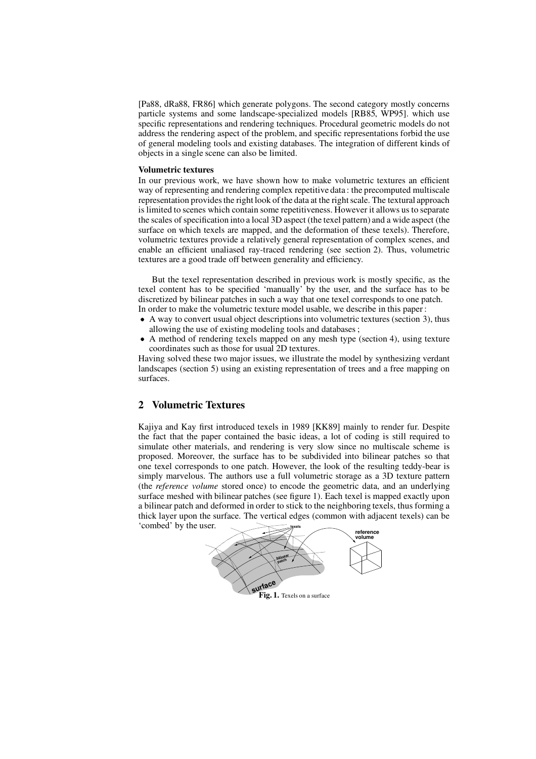[Pa88, dRa88, FR86] which generate polygons. The second category mostly concerns particle systems and some landscape-specialized models [RB85, WP95]. which use specific representations and rendering techniques. Procedural geometric models do not address the rendering aspect of the problem, and specific representations forbid the use of general modeling tools and existing databases. The integration of different kinds of objects in a single scene can also be limited.

**Volumetric textures**

In our previous work, we have shown how to make volumetric textures an efficient way of representing and rendering complex repetitive data : the precomputed multiscale representation provides the right look of the data at the right scale. The textural approach is limited to scenes which contain some repetitiveness. However it allows us to separate the scales of specification into a local 3D aspect (the texel pattern) and a wide aspect (the surface on which texels are mapped, and the deformation of these texels). Therefore, volumetric textures provide a relatively general representation of complex scenes, and enable an efficient unaliased ray-traced rendering (see section 2). Thus, volumetric textures are a good trade off between generality and efficiency.

But the texel representation described in previous work is mostly specific, as the texel content has to be specified 'manually' by the user, and the surface has to be discretized by bilinear patches in such a way that one texel corresponds to one patch.
In order to make the volumetric texture model usable, we describe in this paper :

- A way to convert usual object descriptions into volumetric textures (section 3), thus allowing the use of existing modeling tools and databases ;
- A method of rendering texels mapped on any mesh type (section 4), using texture coordinates such as those for usual 2D textures.

Having solved these two major issues, we illustrate the model by synthesizing verdant landscapes (section 5) using an existing representation of trees and a free mapping on surfaces.

## 2 Volumetric Textures

Kajiya and Kay first introduced texels in 1989 [KK89] mainly to render fur. Despite the fact that the paper contained the basic ideas, a lot of coding is still required to simulate other materials, and rendering is very slow since no multiscale scheme is proposed. Moreover, the surface has to be subdivided into bilinear patches so that one texel corresponds to one patch. However, the look of the resulting teddy-bear is simply marvelous. The authors use a full volumetric storage as a 3D texture pattern (the *reference volume* stored once) to encode the geometric data, and an underlying surface meshed with bilinear patches (see figure 1). Each texel is mapped exactly upon a bilinear patch and deformed in order to stick to the neighboring texels, thus forming a thick layer upon the surface. The vertical edges (common with adjacent texels) can be 'combed' by the user.

**Fig. 1.** Texels on a surface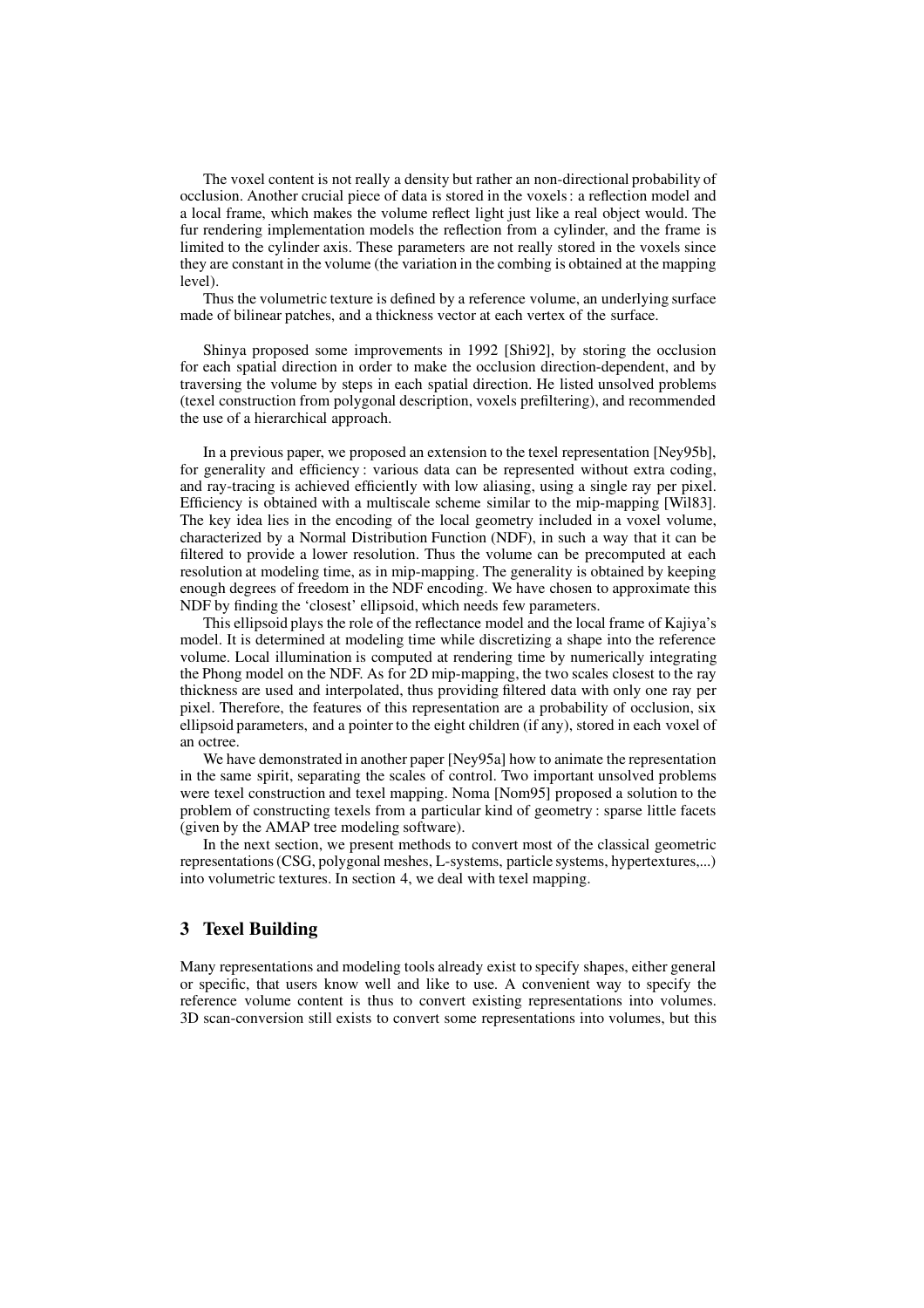The voxel content is not really a density but rather an non-directional probability of occlusion. Another crucial piece of data is stored in the voxels : a reflection model and a local frame, which makes the volume reflect light just like a real object would. The fur rendering implementation models the reflection from a cylinder, and the frame is limited to the cylinder axis. These parameters are not really stored in the voxels since they are constant in the volume (the variation in the combing is obtained at the mapping level).

Thus the volumetric texture is defined by a reference volume, an underlying surface made of bilinear patches, and a thickness vector at each vertex of the surface.

Shinya proposed some improvements in 1992 [Shi92], by storing the occlusion for each spatial direction in order to make the occlusion direction-dependent, and by traversing the volume by steps in each spatial direction. He listed unsolved problems (texel construction from polygonal description, voxels prefiltering), and recommended the use of a hierarchical approach.

In a previous paper, we proposed an extension to the texel representation [Ney95b], for generality and efficiency : various data can be represented without extra coding, and ray-tracing is achieved efficiently with low aliasing, using a single ray per pixel. Efficiency is obtained with a multiscale scheme similar to the mip-mapping [Wil83]. The key idea lies in the encoding of the local geometry included in a voxel volume, characterized by a Normal Distribution Function (NDF), in such a way that it can be filtered to provide a lower resolution. Thus the volume can be precomputed at each resolution at modeling time, as in mip-mapping. The generality is obtained by keeping enough degrees of freedom in the NDF encoding. We have chosen to approximate this NDF by finding the 'closest' ellipsoid, which needs few parameters.

This ellipsoid plays the role of the reflectance model and the local frame of Kajiya's model. It is determined at modeling time while discretizing a shape into the reference volume. Local illumination is computed at rendering time by numerically integrating the Phong model on the NDF. As for 2D mip-mapping, the two scales closest to the ray thickness are used and interpolated, thus providing filtered data with only one ray per pixel. Therefore, the features of this representation are a probability of occlusion, six ellipsoid parameters, and a pointer to the eight children (if any), stored in each voxel of an octree.

We have demonstrated in another paper [Ney95a] how to animate the representation in the same spirit, separating the scales of control. Two important unsolved problems were texel construction and texel mapping. Noma [Nom95] proposed a solution to the problem of constructing texels from a particular kind of geometry : sparse little facets (given by the AMAP tree modeling software).

In the next section, we present methods to convert most of the classical geometric representations (CSG, polygonal meshes, L-systems, particle systems, hypertextures,...) into volumetric textures. In section 4, we deal with texel mapping.

## 3 Texel Building

Many representations and modeling tools already exist to specify shapes, either general or specific, that users know well and like to use. A convenient way to specify the reference volume content is thus to convert existing representations into volumes. 3D scan-conversion still exists to convert some representations into volumes, but this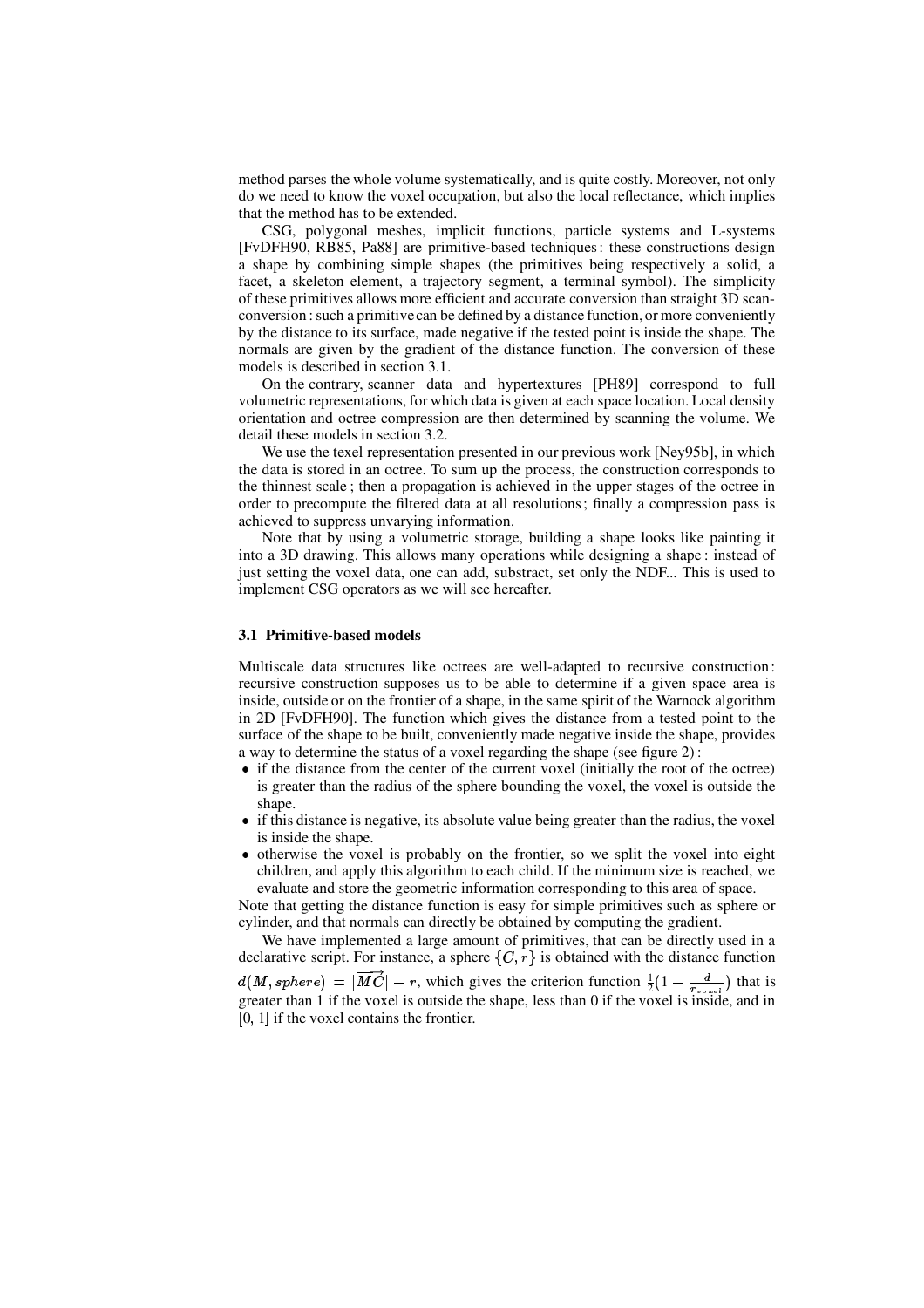method parses the whole volume systematically, and is quite costly. Moreover, not only do we need to know the voxel occupation, but also the local reflectance, which implies that the method has to be extended.

CSG, polygonal meshes, implicit functions, particle systems and L-systems [FvDFH90, RB85, Pa88] are primitive-based techniques : these constructions design a shape by combining simple shapes (the primitives being respectively a solid, a facet, a skeleton element, a trajectory segment, a terminal symbol). The simplicity of these primitives allows more efficient and accurate conversion than straight 3D scan-conversion : such a primitive can be defined by a distance function, or more conveniently by the distance to its surface, made negative if the tested point is inside the shape. The normals are given by the gradient of the distance function. The conversion of these models is described in section 3.1.

On the contrary, scanner data and hypertextures [PH89] correspond to full volumetric representations, for which data is given at each space location. Local density orientation and octree compression are then determined by scanning the volume. We detail these models in section 3.2.

We use the texel representation presented in our previous work [Ney95b], in which the data is stored in an octree. To sum up the process, the construction corresponds to the thinnest scale ; then a propagation is achieved in the upper stages of the octree in order to precompute the filtered data at all resolutions ; finally a compression pass is achieved to suppress unvarying information.

Note that by using a volumetric storage, building a shape looks like painting it into a 3D drawing. This allows many operations while designing a shape : instead of just setting the voxel data, one can add, substract, set only the NDF... This is used to implement CSG operators as we will see hereafter.

### 3.1 Primitive-based models

Multiscale data structures like octrees are well-adapted to recursive construction : recursive construction supposes us to be able to determine if a given space area is inside, outside or on the frontier of a shape, in the same spirit of the Warnock algorithm in 2D [FvDFH90]. The function which gives the distance from a tested point to the surface of the shape to be built, conveniently made negative inside the shape, provides a way to determine the status of a voxel regarding the shape (see figure 2) :

- if the distance from the center of the current voxel (initially the root of the octree) is greater than the radius of the sphere bounding the voxel, the voxel is outside the shape.
- if this distance is negative, its absolute value being greater than the radius, the voxel is inside the shape.
- otherwise the voxel is probably on the frontier, so we split the voxel into eight children, and apply this algorithm to each child. If the minimum size is reached, we evaluate and store the geometric information corresponding to this area of space.

Note that getting the distance function is easy for simple primitives such as sphere or cylinder, and that normals can directly be obtained by computing the gradient.

We have implemented a large amount of primitives, that can be directly used in a declarative script. For instance, a sphere $\{C, r\}$ is obtained with the distance function $d(M, sphere) = |\overrightarrow{MC}| - r$, which gives the criterion function $\frac{1}{2}(1 - \frac{d}{r_{voxel}})$ that is greater than 1 if the voxel is outside the shape, less than 0 if the voxel is inside, and in [0, 1] if the voxel contains the frontier.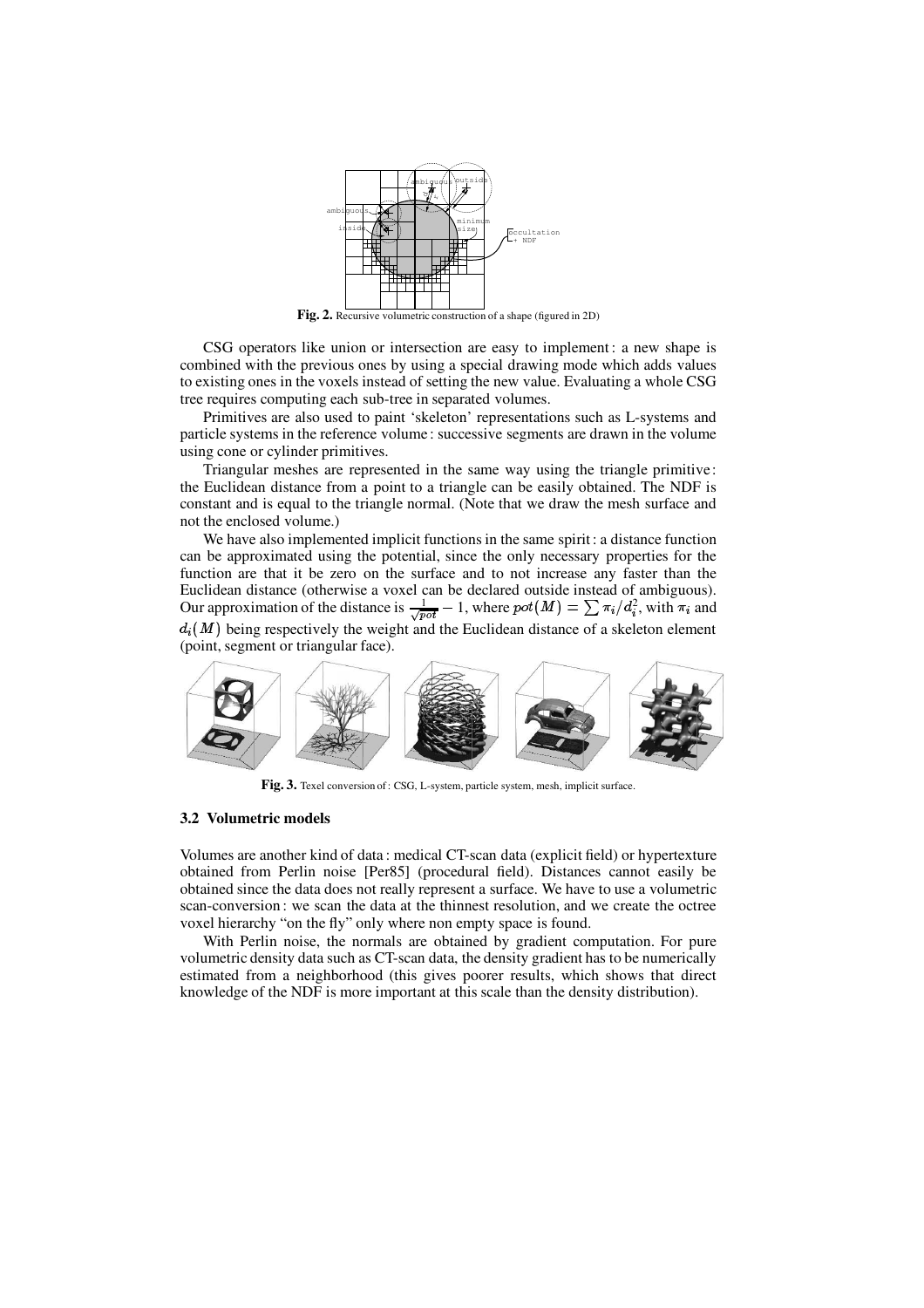**Fig. 2.** Recursive volumetric construction of a shape (figured in 2D)

CSG operators like union or intersection are easy to implement : a new shape is combined with the previous ones by using a special drawing mode which adds values to existing ones in the voxels instead of setting the new value. Evaluating a whole CSG tree requires computing each sub-tree in separated volumes.

Primitives are also used to paint 'skeleton' representations such as L-systems and particle systems in the reference volume : successive segments are drawn in the volume using cone or cylinder primitives.

Triangular meshes are represented in the same way using the triangle primitive : the Euclidean distance from a point to a triangle can be easily obtained. The NDF is constant and is equal to the triangle normal. (Note that we draw the mesh surface and not the enclosed volume.)

We have also implemented implicit functions in the same spirit : a distance function can be approximated using the potential, since the only necessary properties for the function are that it be zero on the surface and to not increase any faster than the Euclidean distance (otherwise a voxel can be declared outside instead of ambiguous). Our approximation of the distance is $\frac{1}{\sqrt{pot}} - 1$, where $pot(M) = \sum \pi_i / d_i^2$, with $\pi_i$ and $d_i(M)$ being respectively the weight and the Euclidean distance of a skeleton element (point, segment or triangular face).

**Fig. 3.** Texel conversion of : CSG, L-system, particle system, mesh, implicit surface.

### 3.2 Volumetric models

Volumes are another kind of data : medical CT-scan data (explicit field) or hypertexture obtained from Perlin noise [Per85] (procedural field). Distances cannot easily be obtained since the data does not really represent a surface. We have to use a volumetric scan-conversion : we scan the data at the thinnest resolution, and we create the octree voxel hierarchy "on the fly" only where non empty space is found.

With Perlin noise, the normals are obtained by gradient computation. For pure volumetric density data such as CT-scan data, the density gradient has to be numerically estimated from a neighborhood (this gives poorer results, which shows that direct knowledge of the NDF is more important at this scale than the density distribution).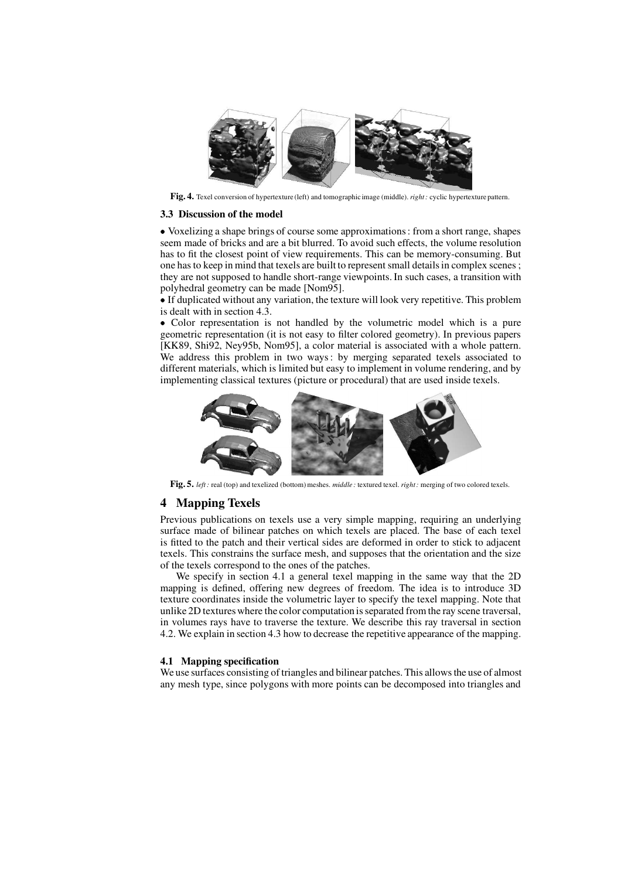**Fig. 4.** Texel conversion of hypertexture (left) and tomographic image (middle). *right:* cyclic hypertexture pattern.

### 3.3 Discussion of the model

• Voxelizing a shape brings of course some approximations : from a short range, shapes seem made of bricks and are a bit blurred. To avoid such effects, the volume resolution has to fit the closest point of view requirements. This can be memory-consuming. But one has to keep in mind that texels are built to represent small details in complex scenes ; they are not supposed to handle short-range viewpoints. In such cases, a transition with polyhedral geometry can be made [Nom95].

• If duplicated without any variation, the texture will look very repetitive. This problem is dealt with in section 4.3.

• Color representation is not handled by the volumetric model which is a pure geometric representation (it is not easy to filter colored geometry). In previous papers [KK89, Shi92, Ney95b, Nom95], a color material is associated with a whole pattern. We address this problem in two ways : by merging separated texels associated to different materials, which is limited but easy to implement in volume rendering, and by implementing classical textures (picture or procedural) that are used inside texels.

**Fig. 5.** *left :* real (top) and texelized (bottom) meshes. *middle :* textured texel. *right :* merging of two colored texels.

## 4 Mapping Texels

Previous publications on texels use a very simple mapping, requiring an underlying surface made of bilinear patches on which texels are placed. The base of each texel is fitted to the patch and their vertical sides are deformed in order to stick to adjacent texels. This constrains the surface mesh, and supposes that the orientation and the size of the texels correspond to the ones of the patches.

We specify in section 4.1 a general texel mapping in the same way that the 2D mapping is defined, offering new degrees of freedom. The idea is to introduce 3D texture coordinates inside the volumetric layer to specify the texel mapping. Note that unlike 2D textures where the color computation is separated from the ray scene traversal, in volumes rays have to traverse the texture. We describe this ray traversal in section 4.2. We explain in section 4.3 how to decrease the repetitive appearance of the mapping.

### 4.1 Mapping specification

We use surfaces consisting of triangles and bilinear patches. This allows the use of almost any mesh type, since polygons with more points can be decomposed into triangles and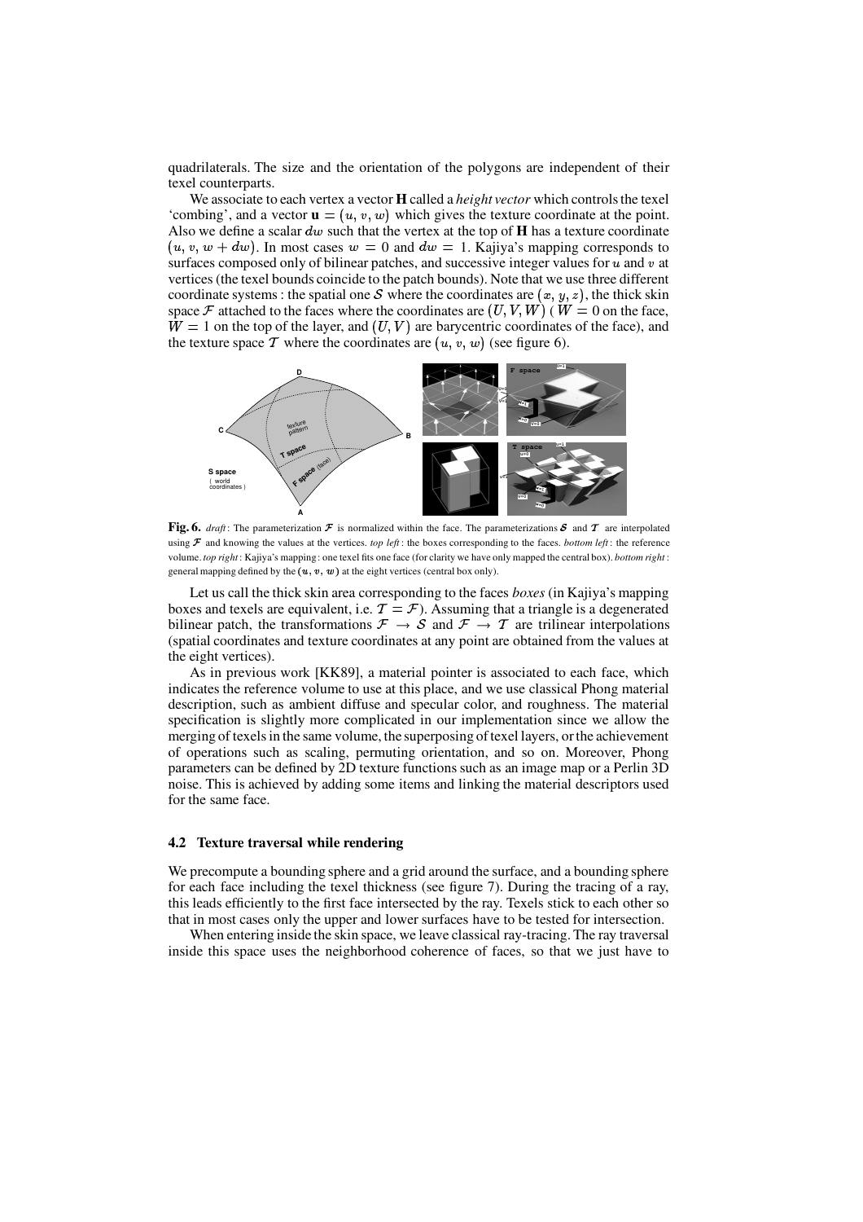quadrilaterals. The size and the orientation of the polygons are independent of their texel counterparts.

We associate to each vertex a vector **H** called a *height vector* which controls the texel 'combing', and a vector $\mathbf{u} = (u, v, w)$ which gives the texture coordinate at the point. Also we define a scalar $dw$ such that the vertex at the top of **H** has a texture coordinate $(u, v, w + dw)$. In most cases $w = 0$ and $dw = 1$. Kajiya's mapping corresponds to surfaces composed only of bilinear patches, and successive integer values for $u$ and $v$ at vertices (the texel bounds coincide to the patch bounds). Note that we use three different coordinate systems : the spatial one $\mathcal{S}$ where the coordinates are $(x, y, z)$, the thick skin space $\mathcal{F}$ attached to the faces where the coordinates are $(U, V, W)$ ( $W = 0$ on the face, $W = 1$ on the top of the layer, and $(U, V)$ are barycentric coordinates of the face), and the texture space $\mathcal{T}$ where the coordinates are $(u, v, w)$ (see figure 6).

**Fig. 6.** *draft*: The parameterization $\mathcal{F}$ is normalized within the face. The parameterizations $\mathcal{S}$ and $\mathcal{T}$ are interpolated using $\mathcal{F}$ and knowing the values at the vertices. *top left*: the boxes corresponding to the faces. *bottom left*: the reference volume. *top right*: Kajiya's mapping : one texel fits one face (for clarity we have only mapped the central box). *bottom right*: general mapping defined by the $(u, v, w)$ at the eight vertices (central box only).

Let us call the thick skin area corresponding to the faces *boxes* (in Kajiya's mapping boxes and texels are equivalent, i.e. $\mathcal{T} = \mathcal{F}$). Assuming that a triangle is a degenerated bilinear patch, the transformations $\mathcal{F} \rightarrow \mathcal{S}$ and $\mathcal{F} \rightarrow \mathcal{T}$ are trilinear interpolations (spatial coordinates and texture coordinates at any point are obtained from the values at the eight vertices).

As in previous work [KK89], a material pointer is associated to each face, which indicates the reference volume to use at this place, and we use classical Phong material description, such as ambient diffuse and specular color, and roughness. The material specification is slightly more complicated in our implementation since we allow the merging of texels in the same volume, the superposing of texel layers, or the achievement of operations such as scaling, permuting orientation, and so on. Moreover, Phong parameters can be defined by 2D texture functions such as an image map or a Perlin 3D noise. This is achieved by adding some items and linking the material descriptors used for the same face.

### 4.2 Texture traversal while rendering

We precompute a bounding sphere and a grid around the surface, and a bounding sphere for each face including the texel thickness (see figure 7). During the tracing of a ray, this leads efficiently to the first face intersected by the ray. Texels stick to each other so that in most cases only the upper and lower surfaces have to be tested for intersection.

When entering inside the skin space, we leave classical ray-tracing. The ray traversal inside this space uses the neighborhood coherence of faces, so that we just have to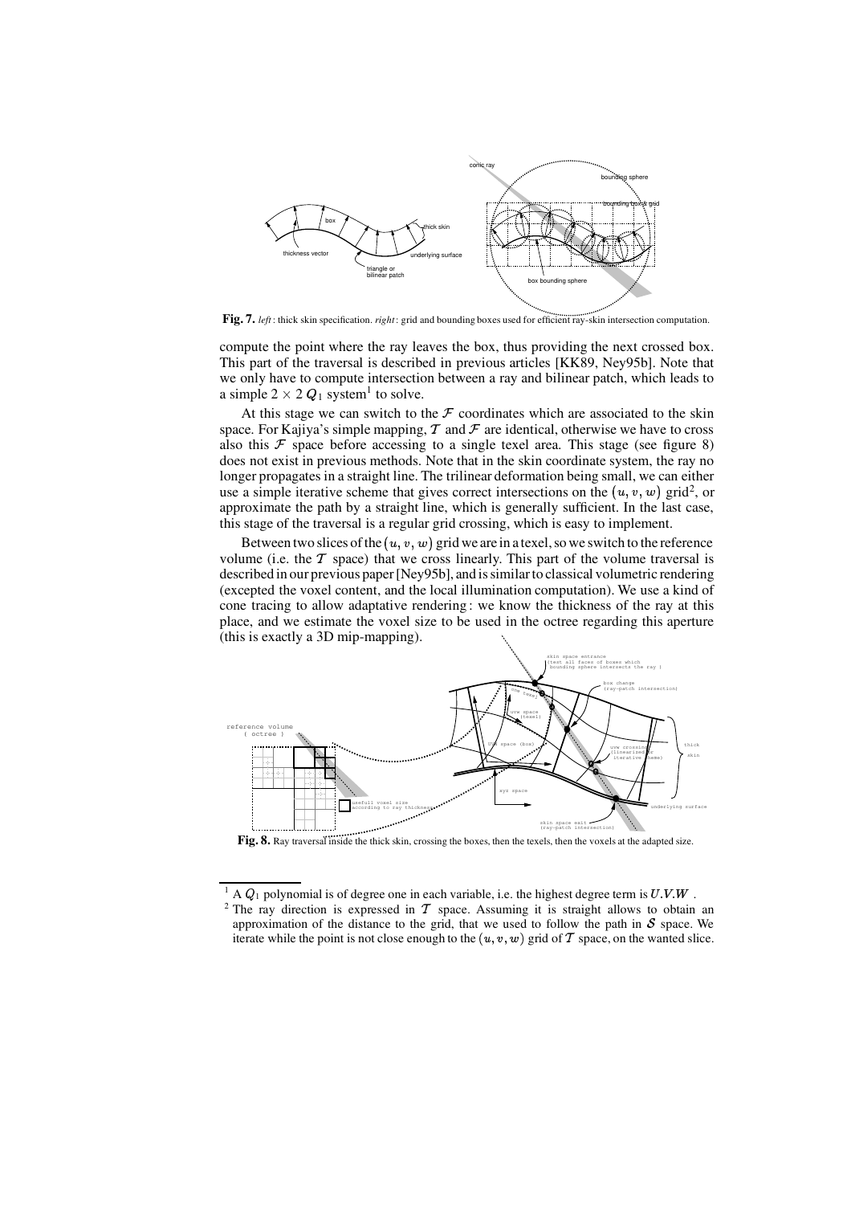**Fig. 7.** *left* : thick skin specification. *right* : grid and bounding boxes used for efficient ray-skin intersection computation.

compute the point where the ray leaves the box, thus providing the next crossed box. This part of the traversal is described in previous articles [KK89, Ney95b]. Note that we only have to compute intersection between a ray and bilinear patch, which leads to a simple $2 \times 2$ $Q_1$ system[1] to solve.

At this stage we can switch to the $\mathcal{F}$ coordinates which are associated to the skin space. For Kajiya's simple mapping, $\mathcal{T}$ and $\mathcal{F}$ are identical, otherwise we have to cross also this $\mathcal{F}$ space before accessing to a single texel area. This stage (see figure 8) does not exist in previous methods. Note that in the skin coordinate system, the ray no longer propagates in a straight line. The trilinear deformation being small, we can either use a simple iterative scheme that gives correct intersections on the $(u, v, w)$ grid[2], or approximate the path by a straight line, which is generally sufficient. In the last case, this stage of the traversal is a regular grid crossing, which is easy to implement.

Between two slices of the $(u, v, w)$ grid we are in a texel, so we switch to the reference volume (i.e. the $\mathcal{T}$ space) that we cross linearly. This part of the volume traversal is described in our previous paper [Ney95b], and is similar to classical volumetric rendering (excepted the voxel content, and the local illumination computation). We use a kind of cone tracing to allow adaptative rendering : we know the thickness of the ray at this place, and we estimate the voxel size to be used in the octree regarding this aperture (this is exactly a 3D mip-mapping).

**Fig. 8.** Ray traversal inside the thick skin, crossing the boxes, then the texels, then the voxels at the adapted size.

---

[1] A $Q_1$ polynomial is of degree one in each variable, i.e. the highest degree term is $U.V.W$ .

[2] The ray direction is expressed in $\mathcal{T}$ space. Assuming it is straight allows to obtain an approximation of the distance to the grid, that we used to follow the path in $\mathcal{S}$ space. We iterate while the point is not close enough to the $(u, v, w)$ grid of $\mathcal{T}$ space, on the wanted slice.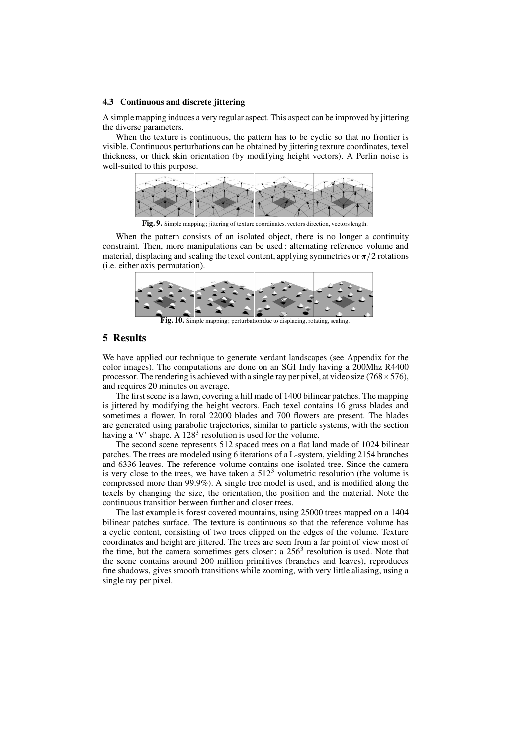### 4.3 Continuous and discrete jittering

A simple mapping induces a very regular aspect. This aspect can be improved by jittering the diverse parameters.

When the texture is continuous, the pattern has to be cyclic so that no frontier is visible. Continuous perturbations can be obtained by jittering texture coordinates, texel thickness, or thick skin orientation (by modifying height vectors). A Perlin noise is well-suited to this purpose.

**Fig. 9.** Simple mapping ; jittering of texture coordinates, vectors direction, vectors length.

When the pattern consists of an isolated object, there is no longer a continuity constraint. Then, more manipulations can be used : alternating reference volume and material, displacing and scaling the texel content, applying symmetries or $\pi/2$ rotations (i.e. either axis permutation).

**Fig. 10.** Simple mapping ; perturbation due to displacing, rotating, scaling.

## 5 Results

We have applied our technique to generate verdant landscapes (see Appendix for the color images). The computations are done on an SGI Indy having a 200Mhz R4400 processor. The rendering is achieved with a single ray per pixel, at video size ($768 \times 576$), and requires 20 minutes on average.

The first scene is a lawn, covering a hill made of 1400 bilinear patches. The mapping is jittered by modifying the height vectors. Each texel contains 16 grass blades and sometimes a flower. In total 22000 blades and 700 flowers are present. The blades are generated using parabolic trajectories, similar to particle systems, with the section having a 'V' shape. A $128^3$ resolution is used for the volume.

The second scene represents 512 spaced trees on a flat land made of 1024 bilinear patches. The trees are modeled using 6 iterations of a L-system, yielding 2154 branches and 6336 leaves. The reference volume contains one isolated tree. Since the camera is very close to the trees, we have taken a $512^3$ volumetric resolution (the volume is compressed more than 99.9%). A single tree model is used, and is modified along the texels by changing the size, the orientation, the position and the material. Note the continuous transition between further and closer trees.

The last example is forest covered mountains, using 25000 trees mapped on a 1404 bilinear patches surface. The texture is continuous so that the reference volume has a cyclic content, consisting of two trees clipped on the edges of the volume. Texture coordinates and height are jittered. The trees are seen from a far point of view most of the time, but the camera sometimes gets closer : a $256^3$ resolution is used. Note that the scene contains around 200 million primitives (branches and leaves), reproduces fine shadows, gives smooth transitions while zooming, with very little aliasing, using a single ray per pixel.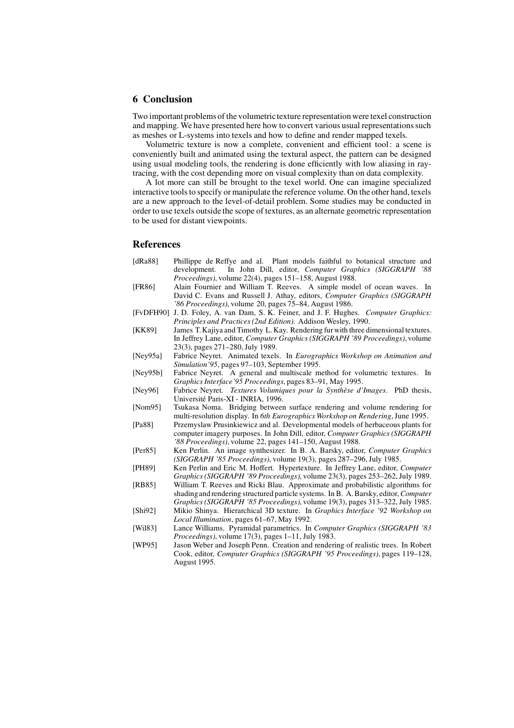## 6 Conclusion

Two important problems of the volumetric texture representation were texel construction and mapping. We have presented here how to convert various usual representations such as meshes or L-systems into texels and how to define and render mapped texels.

Volumetric texture is now a complete, convenient and efficient tool : a scene is conveniently built and animated using the textural aspect, the pattern can be designed using usual modeling tools, the rendering is done efficiently with low aliasing in ray-tracing, with the cost depending more on visual complexity than on data complexity.

A lot more can still be brought to the texel world. One can imagine specialized interactive tools to specify or manipulate the reference volume. On the other hand, texels are a new approach to the level-of-detail problem. Some studies may be conducted in order to use texels outside the scope of textures, as an alternate geometric representation to be used for distant viewpoints.

## References

[dRa88] Phillippe de Reffye and al. Plant models faithful to botanical structure and development. In John Dill, editor, *Computer Graphics (SIGGRAPH '88 Proceedings)*, volume 22(4), pages 151–158, August 1988.

[FR86] Alain Fournier and William T. Reeves. A simple model of ocean waves. In David C. Evans and Russell J. Athay, editors, *Computer Graphics (SIGGRAPH '86 Proceedings)*, volume 20, pages 75–84, August 1986.

[FvDFH90] J. D. Foley, A. van Dam, S. K. Feiner, and J. F. Hughes. *Computer Graphics: Principles and Practices (2nd Edition)*. Addison Wesley, 1990.

[KK89] James T. Kajiya and Timothy L. Kay. Rendering fur with three dimensional textures. In Jeffrey Lane, editor, *Computer Graphics (SIGGRAPH '89 Proceedings)*, volume 23(3), pages 271–280, July 1989.

[Ney95a] Fabrice Neyret. Animated texels. In *Eurographics Workshop on Animation and Simulation'95*, pages 97–103, September 1995.

[Ney95b] Fabrice Neyret. A general and multiscale method for volumetric textures. In *Graphics Interface'95 Proceedings*, pages 83–91, May 1995.

[Ney96] Fabrice Neyret. *Textures Volumiques pour la Synthèse d'Images*. PhD thesis, Université Paris-XI - INRIA, 1996.

[Nom95] Tsukasa Noma. Bridging between surface rendering and volume rendering for multi-resolution display. In *6th Eurographics Workshop on Rendering*, June 1995.

[Pa88] Przemyslaw Prusinkiewicz and al. Developmental models of herbaceous plants for computer imagery purposes. In John Dill, editor, *Computer Graphics (SIGGRAPH '88 Proceedings)*, volume 22, pages 141–150, August 1988.

[Per85] Ken Perlin. An image synthesizer. In B. A. Barsky, editor, *Computer Graphics (SIGGRAPH '85 Proceedings)*, volume 19(3), pages 287–296, July 1985.

[PH89] Ken Perlin and Eric M. Hoffert. Hypertexture. In Jeffrey Lane, editor, *Computer Graphics (SIGGRAPH '89 Proceedings)*, volume 23(3), pages 253–262, July 1989.

[RB85] William T. Reeves and Ricki Blau. Approximate and probabilistic algorithms for shading and rendering structured particle systems. In B. A. Barsky, editor, *Computer Graphics (SIGGRAPH '85 Proceedings)*, volume 19(3), pages 313–322, July 1985.

[Shi92] Mikio Shinya. Hierarchical 3D texture. In *Graphics Interface '92 Workshop on Local Illumination*, pages 61–67, May 1992.

[Wil83] Lance Williams. Pyramidal parametrics. In *Computer Graphics (SIGGRAPH '83 Proceedings)*, volume 17(3), pages 1–11, July 1983.

[WP95] Jason Weber and Joseph Penn. Creation and rendering of realistic trees. In Robert Cook, editor, *Computer Graphics (SIGGRAPH '95 Proceedings)*, pages 119–128, August 1995.